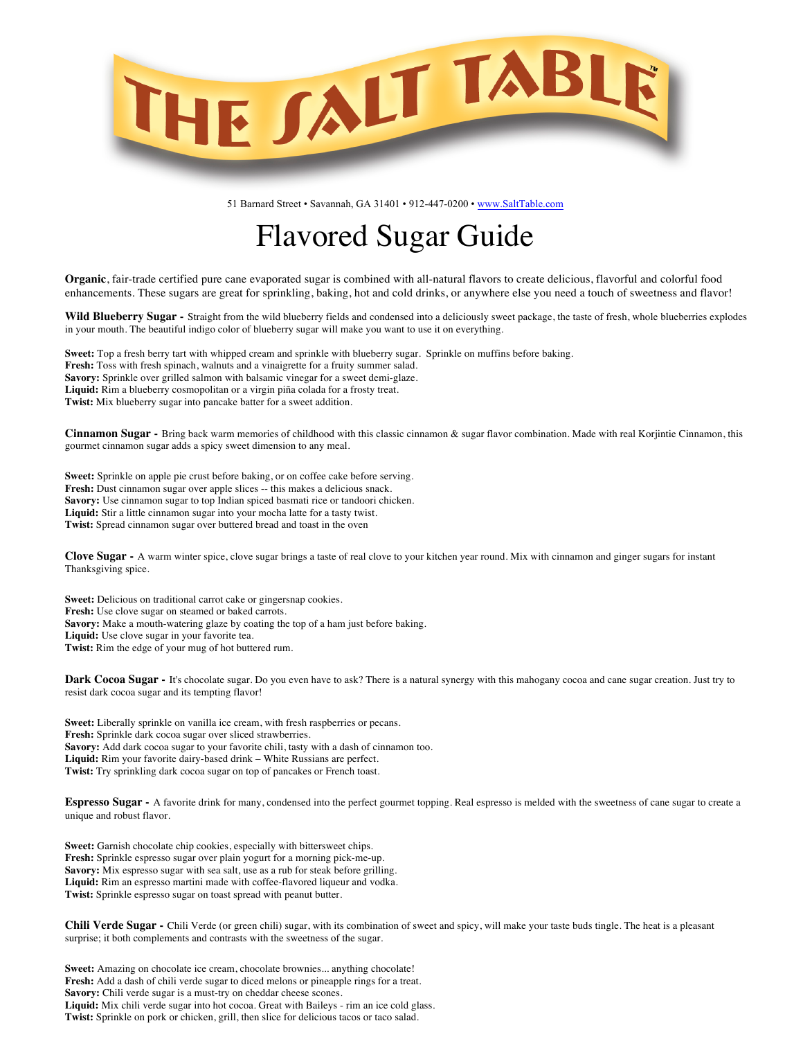# THE SALT TABLE™

51 Barnard Street • Savannah, GA 31401 • 912-447-0200 • www.SaltTable.com

# Flavored Sugar Guide

**Organic**, fair-trade certified pure cane evaporated sugar is combined with all-natural flavors to create delicious, flavorful and colorful food enhancements. These sugars are great for sprinkling, baking, hot and cold drinks, or anywhere else you need a touch of sweetness and flavor!

**Wild Blueberry Sugar -** Straight from the wild blueberry fields and condensed into a deliciously sweet package, the taste of fresh, whole blueberries explodes in your mouth. The beautiful indigo color of blueberry sugar will make you want to use it on everything.

**Sweet:** Top a fresh berry tart with whipped cream and sprinkle with blueberry sugar. Sprinkle on muffins before baking.
**Fresh:** Toss with fresh spinach, walnuts and a vinaigrette for a fruity summer salad.
**Savory:** Sprinkle over grilled salmon with balsamic vinegar for a sweet demi-glaze.
**Liquid:** Rim a blueberry cosmopolitan or a virgin piña colada for a frosty treat.
**Twist:** Mix blueberry sugar into pancake batter for a sweet addition.

**Cinnamon Sugar -** Bring back warm memories of childhood with this classic cinnamon & sugar flavor combination. Made with real Korjintie Cinnamon, this gourmet cinnamon sugar adds a spicy sweet dimension to any meal.

**Sweet:** Sprinkle on apple pie crust before baking, or on coffee cake before serving.
**Fresh:** Dust cinnamon sugar over apple slices -- this makes a delicious snack.
**Savory:** Use cinnamon sugar to top Indian spiced basmati rice or tandoori chicken.
**Liquid:** Stir a little cinnamon sugar into your mocha latte for a tasty twist.
**Twist:** Spread cinnamon sugar over buttered bread and toast in the oven

**Clove Sugar -** A warm winter spice, clove sugar brings a taste of real clove to your kitchen year round. Mix with cinnamon and ginger sugars for instant Thanksgiving spice.

**Sweet:** Delicious on traditional carrot cake or gingersnap cookies.
**Fresh:** Use clove sugar on steamed or baked carrots.
**Savory:** Make a mouth-watering glaze by coating the top of a ham just before baking.
**Liquid:** Use clove sugar in your favorite tea.
**Twist:** Rim the edge of your mug of hot buttered rum.

**Dark Cocoa Sugar -** It's chocolate sugar. Do you even have to ask? There is a natural synergy with this mahogany cocoa and cane sugar creation. Just try to resist dark cocoa sugar and its tempting flavor!

**Sweet:** Liberally sprinkle on vanilla ice cream, with fresh raspberries or pecans.
**Fresh:** Sprinkle dark cocoa sugar over sliced strawberries.
**Savory:** Add dark cocoa sugar to your favorite chili, tasty with a dash of cinnamon too.
**Liquid:** Rim your favorite dairy-based drink – White Russians are perfect.
**Twist:** Try sprinkling dark cocoa sugar on top of pancakes or French toast.

**Espresso Sugar -** A favorite drink for many, condensed into the perfect gourmet topping. Real espresso is melded with the sweetness of cane sugar to create a unique and robust flavor.

**Sweet:** Garnish chocolate chip cookies, especially with bittersweet chips.
**Fresh:** Sprinkle espresso sugar over plain yogurt for a morning pick-me-up.
**Savory:** Mix espresso sugar with sea salt, use as a rub for steak before grilling.
**Liquid:** Rim an espresso martini made with coffee-flavored liqueur and vodka.
**Twist:** Sprinkle espresso sugar on toast spread with peanut butter.

**Chili Verde Sugar -** Chili Verde (or green chili) sugar, with its combination of sweet and spicy, will make your taste buds tingle. The heat is a pleasant surprise; it both complements and contrasts with the sweetness of the sugar.

**Sweet:** Amazing on chocolate ice cream, chocolate brownies... anything chocolate!
**Fresh:** Add a dash of chili verde sugar to diced melons or pineapple rings for a treat.
**Savory:** Chili verde sugar is a must-try on cheddar cheese scones.
**Liquid:** Mix chili verde sugar into hot cocoa. Great with Baileys - rim an ice cold glass.
**Twist:** Sprinkle on pork or chicken, grill, then slice for delicious tacos or taco salad.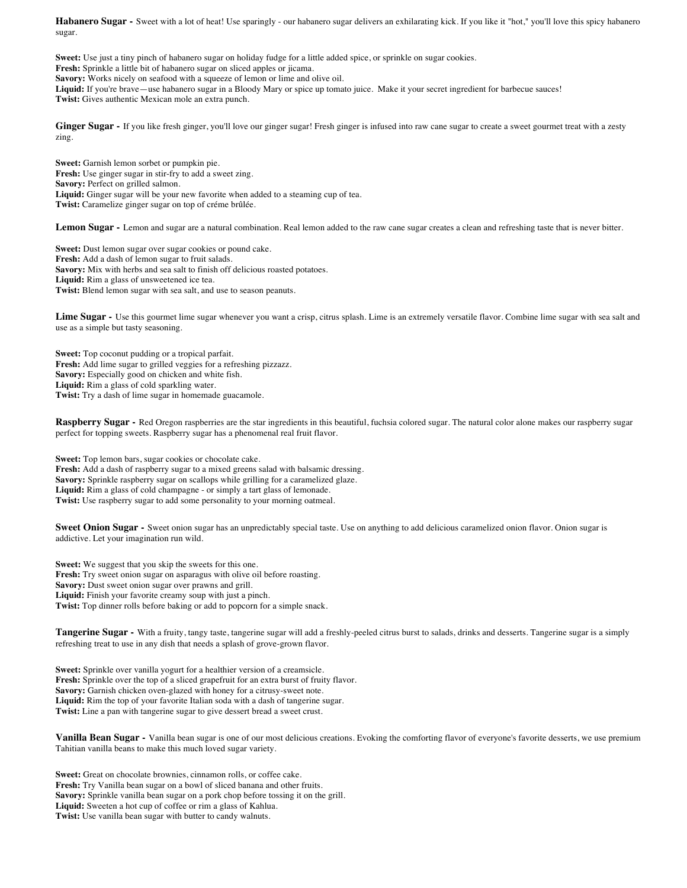**Habanero Sugar -** Sweet with a lot of heat! Use sparingly - our habanero sugar delivers an exhilarating kick. If you like it "hot," you'll love this spicy habanero sugar.

**Sweet:** Use just a tiny pinch of habanero sugar on holiday fudge for a little added spice, or sprinkle on sugar cookies.
**Fresh:** Sprinkle a little bit of habanero sugar on sliced apples or jicama.
**Savory:** Works nicely on seafood with a squeeze of lemon or lime and olive oil.
**Liquid:** If you're brave—use habanero sugar in a Bloody Mary or spice up tomato juice. Make it your secret ingredient for barbecue sauces!
**Twist:** Gives authentic Mexican mole an extra punch.

**Ginger Sugar -** If you like fresh ginger, you'll love our ginger sugar! Fresh ginger is infused into raw cane sugar to create a sweet gourmet treat with a zesty zing.

**Sweet:** Garnish lemon sorbet or pumpkin pie.
**Fresh:** Use ginger sugar in stir-fry to add a sweet zing.
**Savory:** Perfect on grilled salmon.
**Liquid:** Ginger sugar will be your new favorite when added to a steaming cup of tea.
**Twist:** Caramelize ginger sugar on top of créme brûlée.

**Lemon Sugar -** Lemon and sugar are a natural combination. Real lemon added to the raw cane sugar creates a clean and refreshing taste that is never bitter.

**Sweet:** Dust lemon sugar over sugar cookies or pound cake.
**Fresh:** Add a dash of lemon sugar to fruit salads.
**Savory:** Mix with herbs and sea salt to finish off delicious roasted potatoes.
**Liquid:** Rim a glass of unsweetened ice tea.
**Twist:** Blend lemon sugar with sea salt, and use to season peanuts.

**Lime Sugar -** Use this gourmet lime sugar whenever you want a crisp, citrus splash. Lime is an extremely versatile flavor. Combine lime sugar with sea salt and use as a simple but tasty seasoning.

**Sweet:** Top coconut pudding or a tropical parfait.
**Fresh:** Add lime sugar to grilled veggies for a refreshing pizzazz.
**Savory:** Especially good on chicken and white fish.
**Liquid:** Rim a glass of cold sparkling water.
**Twist:** Try a dash of lime sugar in homemade guacamole.

**Raspberry Sugar -** Red Oregon raspberries are the star ingredients in this beautiful, fuchsia colored sugar. The natural color alone makes our raspberry sugar perfect for topping sweets. Raspberry sugar has a phenomenal real fruit flavor.

**Sweet:** Top lemon bars, sugar cookies or chocolate cake.
**Fresh:** Add a dash of raspberry sugar to a mixed greens salad with balsamic dressing.
**Savory:** Sprinkle raspberry sugar on scallops while grilling for a caramelized glaze.
**Liquid:** Rim a glass of cold champagne - or simply a tart glass of lemonade.
**Twist:** Use raspberry sugar to add some personality to your morning oatmeal.

**Sweet Onion Sugar -** Sweet onion sugar has an unpredictably special taste. Use on anything to add delicious caramelized onion flavor. Onion sugar is addictive. Let your imagination run wild.

**Sweet:** We suggest that you skip the sweets for this one.
**Fresh:** Try sweet onion sugar on asparagus with olive oil before roasting.
**Savory:** Dust sweet onion sugar over prawns and grill.
**Liquid:** Finish your favorite creamy soup with just a pinch.
**Twist:** Top dinner rolls before baking or add to popcorn for a simple snack.

**Tangerine Sugar -** With a fruity, tangy taste, tangerine sugar will add a freshly-peeled citrus burst to salads, drinks and desserts. Tangerine sugar is a simply refreshing treat to use in any dish that needs a splash of grove-grown flavor.

**Sweet:** Sprinkle over vanilla yogurt for a healthier version of a creamsicle.
**Fresh:** Sprinkle over the top of a sliced grapefruit for an extra burst of fruity flavor.
**Savory:** Garnish chicken oven-glazed with honey for a citrusy-sweet note.
**Liquid:** Rim the top of your favorite Italian soda with a dash of tangerine sugar.
**Twist:** Line a pan with tangerine sugar to give dessert bread a sweet crust.

**Vanilla Bean Sugar -** Vanilla bean sugar is one of our most delicious creations. Evoking the comforting flavor of everyone's favorite desserts, we use premium Tahitian vanilla beans to make this much loved sugar variety.

**Sweet:** Great on chocolate brownies, cinnamon rolls, or coffee cake.
**Fresh:** Try Vanilla bean sugar on a bowl of sliced banana and other fruits.
**Savory:** Sprinkle vanilla bean sugar on a pork chop before tossing it on the grill.
**Liquid:** Sweeten a hot cup of coffee or rim a glass of Kahlua.
**Twist:** Use vanilla bean sugar with butter to candy walnuts.